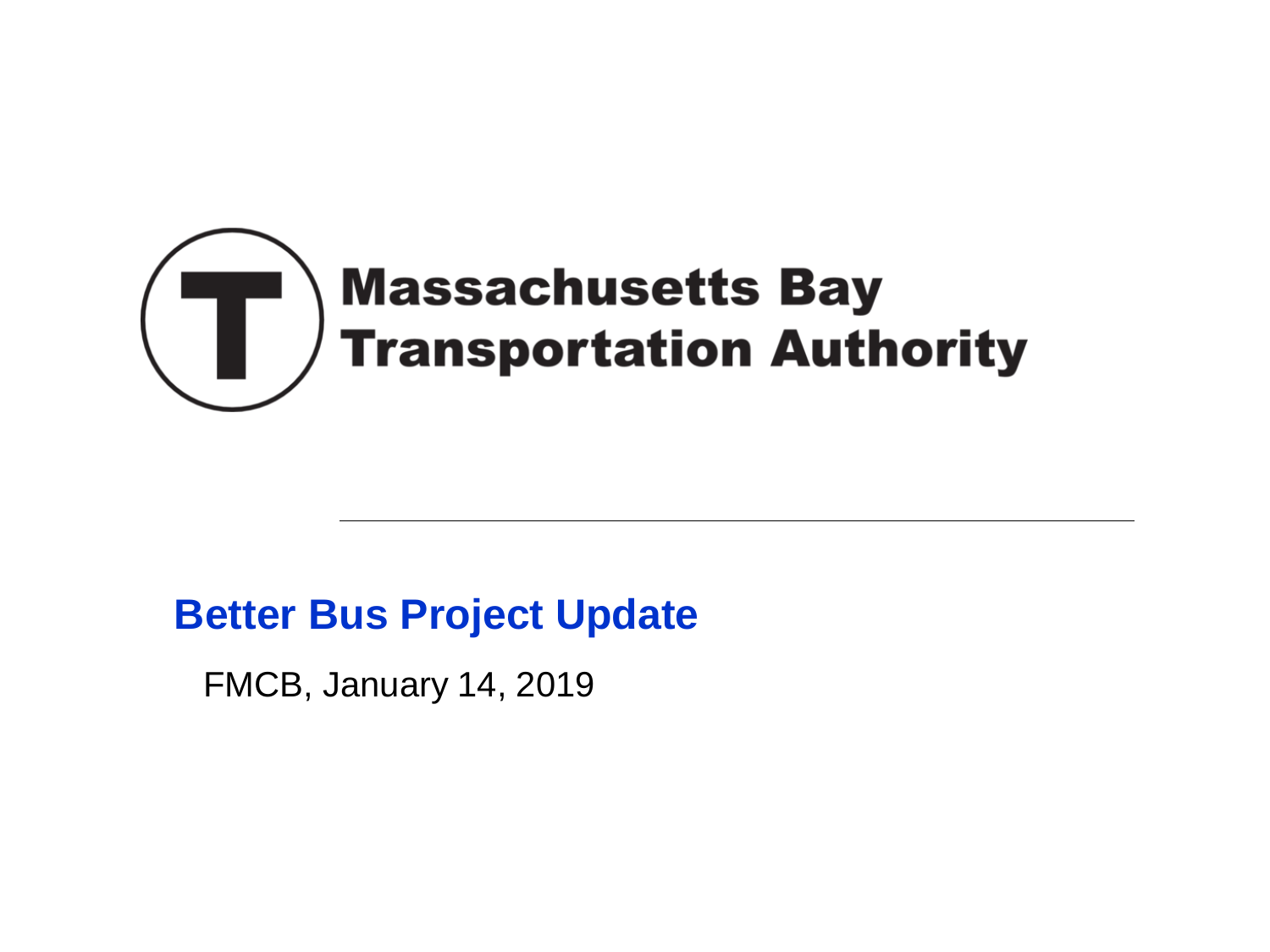Massachusetts Bay Transportation Authority

# Better Bus Project Update

FMCB, January 14, 2019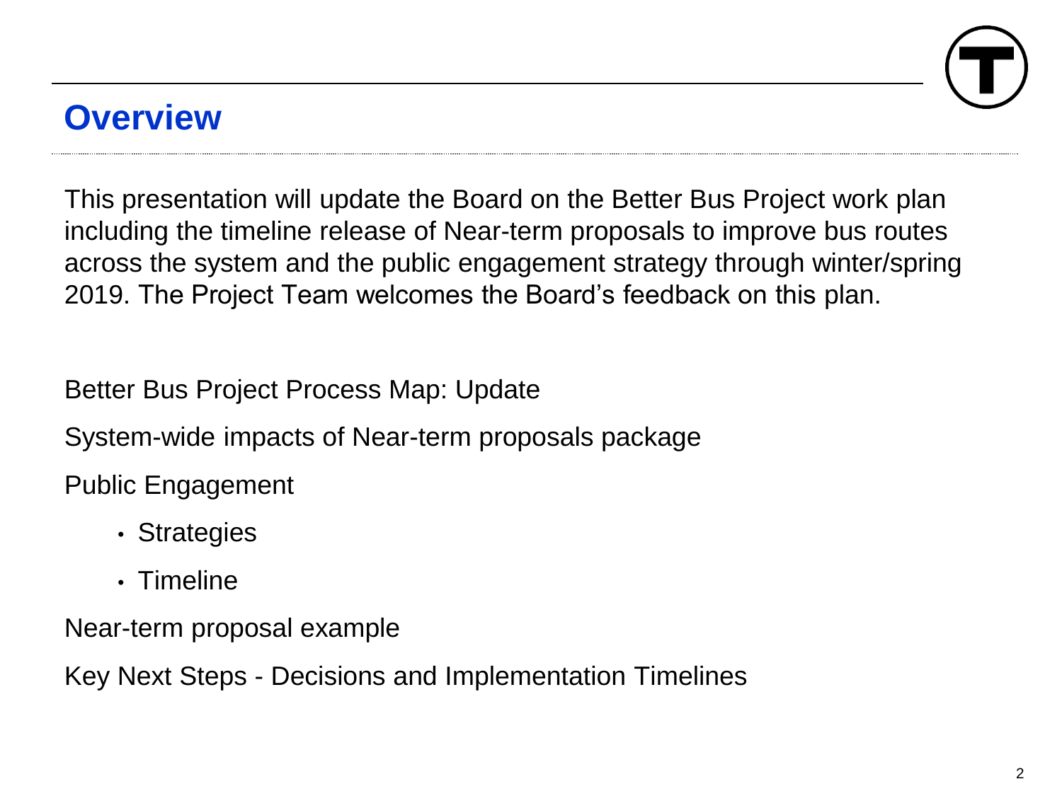# Overview

This presentation will update the Board on the Better Bus Project work plan including the timeline release of Near-term proposals to improve bus routes across the system and the public engagement strategy through winter/spring 2019. The Project Team welcomes the Board's feedback on this plan.

Better Bus Project Process Map: Update

System-wide impacts of Near-term proposals package

Public Engagement

- Strategies
- Timeline

Near-term proposal example

Key Next Steps - Decisions and Implementation Timelines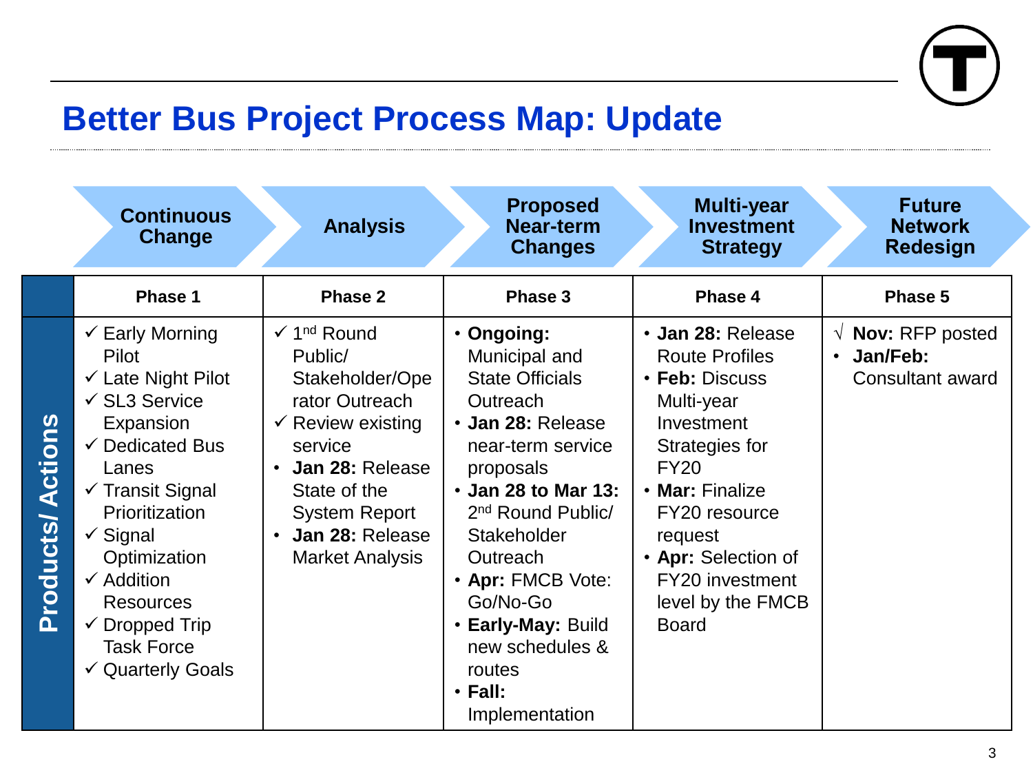# Better Bus Project Process Map: Update

| | Continuous Change | Analysis | Proposed Near-term Changes | Multi-year Investment Strategy | Future Network Redesign |
|---|---|---|---|---|---|
| | **Phase 1** | **Phase 2** | **Phase 3** | **Phase 4** | **Phase 5** |
| **Products/ Actions** | ✓ Early Morning Pilot<br>✓ Late Night Pilot<br>✓ SL3 Service Expansion<br>✓ Dedicated Bus Lanes<br>✓ Transit Signal Prioritization<br>✓ Signal Optimization<br>✓ Addition Resources<br>✓ Dropped Trip Task Force<br>✓ Quarterly Goals | ✓ 1st Round Public/ Stakeholder/Operator Outreach<br>✓ Review existing service<br>• **Jan 28:** Release State of the System Report<br>• **Jan 28:** Release Market Analysis | • **Ongoing:** Municipal and State Officials Outreach<br>• **Jan 28:** Release near-term service proposals<br>• **Jan 28 to Mar 13:** 2nd Round Public/ Stakeholder Outreach<br>• **Apr:** FMCB Vote: Go/No-Go<br>• **Early-May:** Build new schedules & routes<br>• **Fall:** Implementation | • **Jan 28:** Release Route Profiles<br>• **Feb:** Discuss Multi-year Investment Strategies for FY20<br>• **Mar:** Finalize FY20 resource request<br>• **Apr:** Selection of FY20 investment level by the FMCB Board | √ **Nov:** RFP posted<br>• **Jan/Feb:** Consultant award |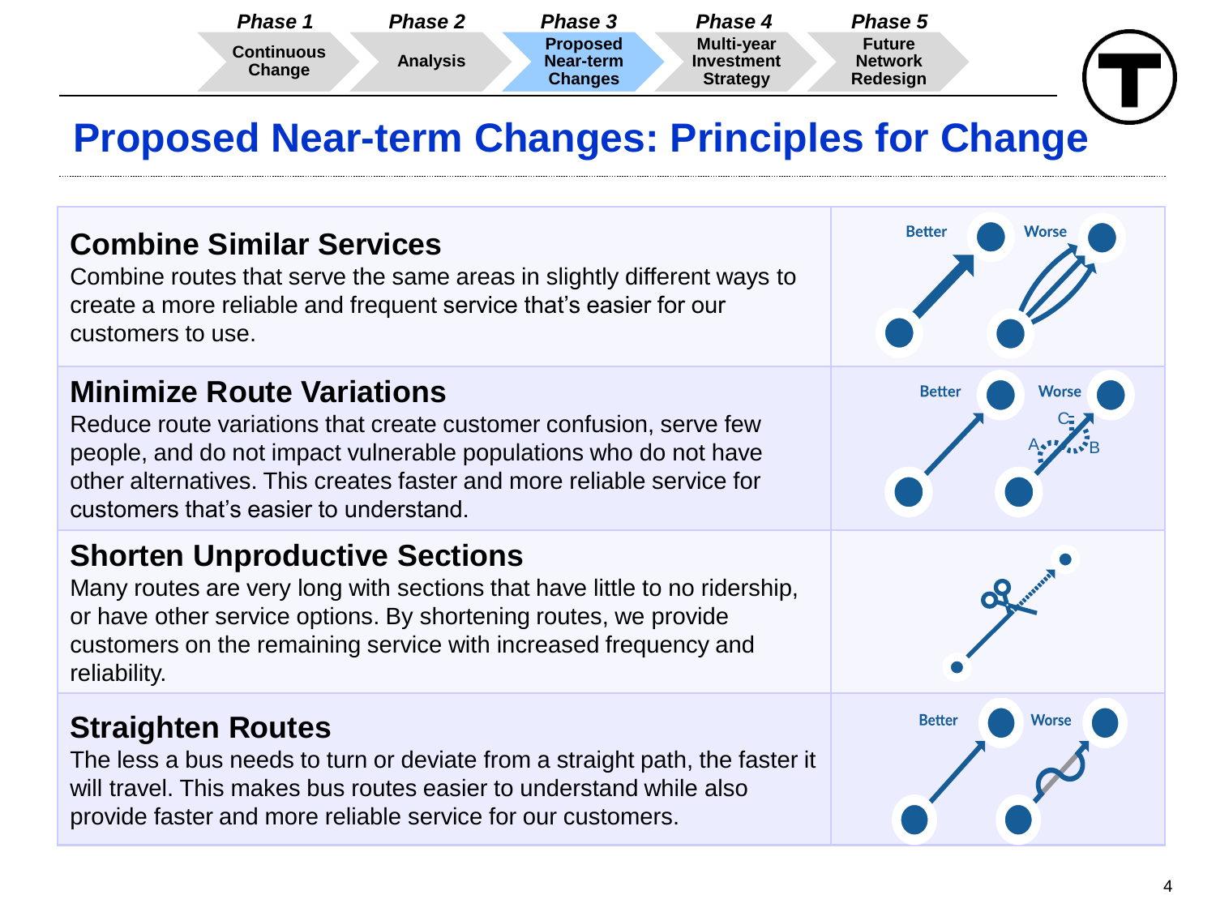Phase 1 Continuous Change | Phase 2 Analysis | **Phase 3 Proposed Near-term Changes** | Phase 4 Multi-year Investment Strategy | Phase 5 Future Network Redesign

# Proposed Near-term Changes: Principles for Change

## Combine Similar Services

Combine routes that serve the same areas in slightly different ways to create a more reliable and frequent service that's easier for our customers to use.

## Minimize Route Variations

Reduce route variations that create customer confusion, serve few people, and do not impact vulnerable populations who do not have other alternatives. This creates faster and more reliable service for customers that's easier to understand.

## Shorten Unproductive Sections

Many routes are very long with sections that have little to no ridership, or have other service options. By shortening routes, we provide customers on the remaining service with increased frequency and reliability.

## Straighten Routes

The less a bus needs to turn or deviate from a straight path, the faster it will travel. This makes bus routes easier to understand while also provide faster and more reliable service for our customers.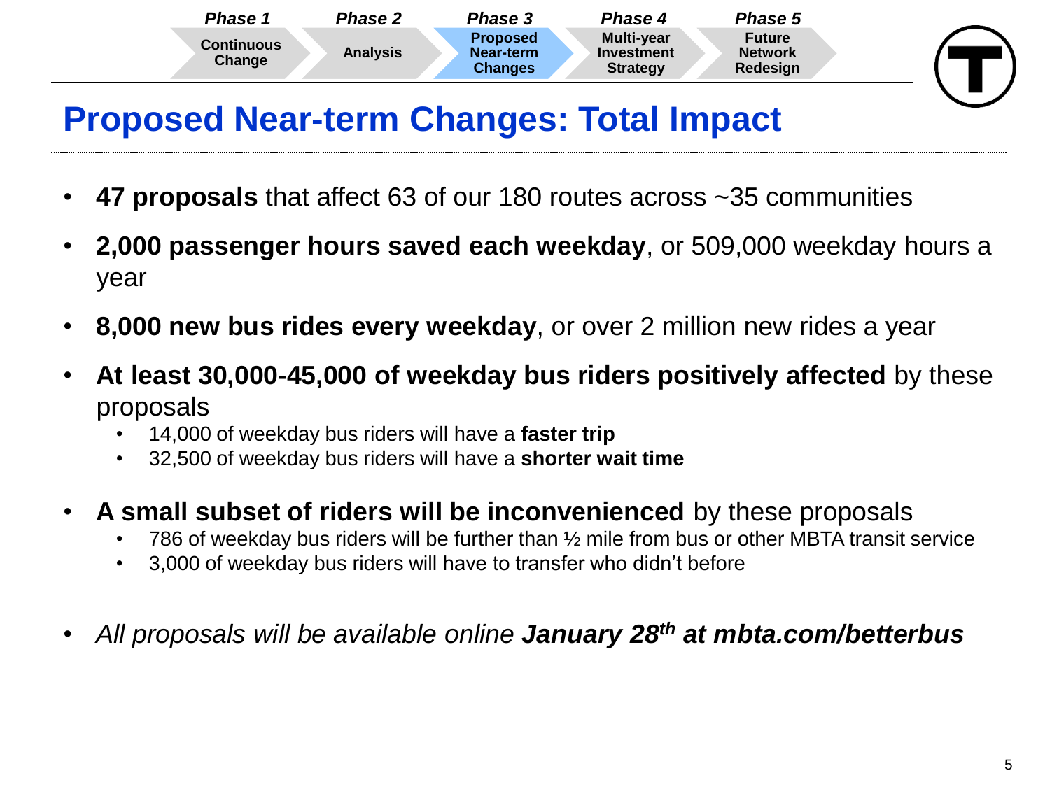| Phase 1 | Phase 2 | Phase 3 | Phase 4 | Phase 5 |
| --- | --- | --- | --- | --- |
| Continuous Change | Analysis | Proposed Near-term Changes | Multi-year Investment Strategy | Future Network Redesign |

# Proposed Near-term Changes: Total Impact

- **47 proposals** that affect 63 of our 180 routes across ~35 communities
- **2,000 passenger hours saved each weekday**, or 509,000 weekday hours a year
- **8,000 new bus rides every weekday**, or over 2 million new rides a year
- **At least 30,000-45,000 of weekday bus riders positively affected** by these proposals
  - 14,000 of weekday bus riders will have a **faster trip**
  - 32,500 of weekday bus riders will have a **shorter wait time**
- **A small subset of riders will be inconvenienced** by these proposals
  - 786 of weekday bus riders will be further than ½ mile from bus or other MBTA transit service
  - 3,000 of weekday bus riders will have to transfer who didn't before
- *All proposals will be available online* ***January 28th at mbta.com/betterbus***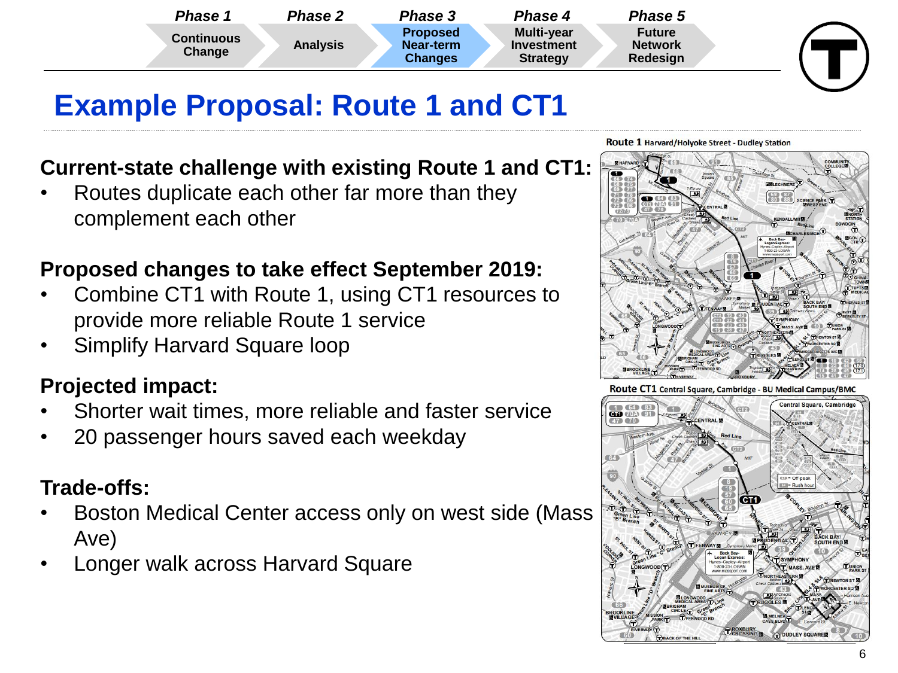| Phase 1 | Phase 2 | Phase 3 | Phase 4 | Phase 5 |
|---|---|---|---|---|
| Continuous Change | Analysis | Proposed Near-term Changes | Multi-year Investment Strategy | Future Network Redesign |

# Example Proposal: Route 1 and CT1

**Current-state challenge with existing Route 1 and CT1:**

- Routes duplicate each other far more than they complement each other

**Proposed changes to take effect September 2019:**

- Combine CT1 with Route 1, using CT1 resources to provide more reliable Route 1 service
- Simplify Harvard Square loop

**Projected impact:**

- Shorter wait times, more reliable and faster service
- 20 passenger hours saved each weekday

**Trade-offs:**

- Boston Medical Center access only on west side (Mass Ave)
- Longer walk across Harvard Square

**Route 1** Harvard/Holyoke Street - Dudley Station

**Route CT1** Central Square, Cambridge - BU Medical Campus/BMC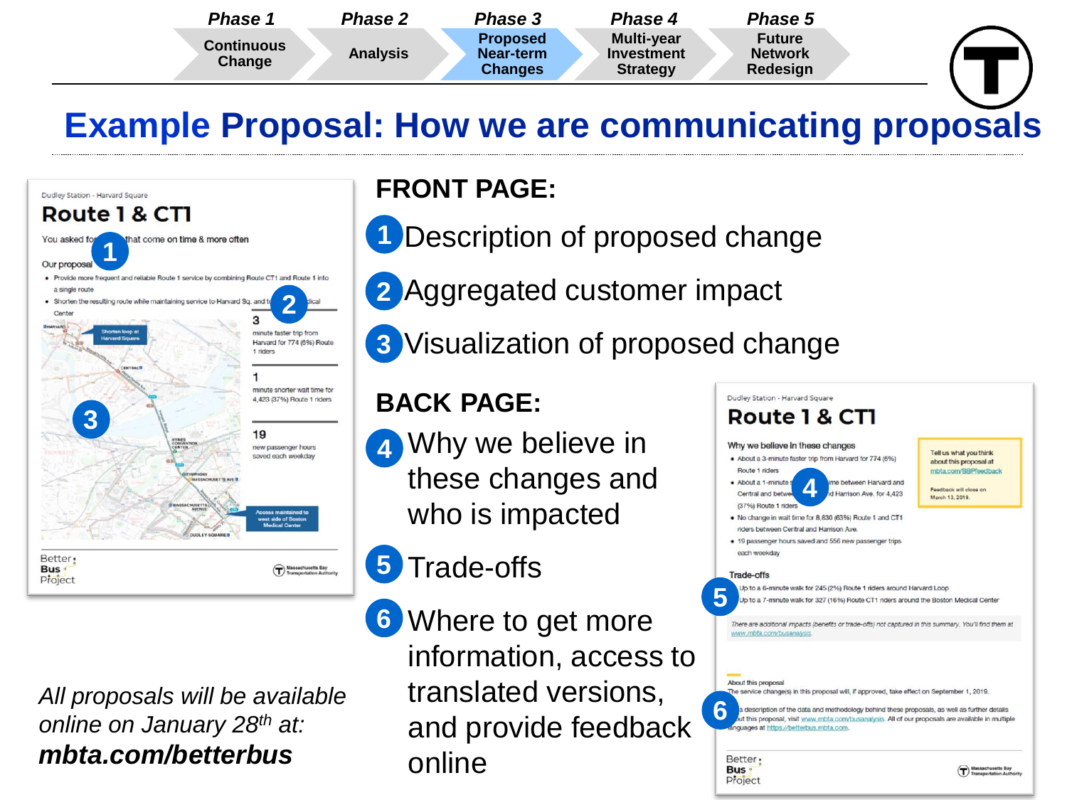Phase 1 Continuous Change | Phase 2 Analysis | Phase 3 Proposed Near-term Changes | Phase 4 Multi-year Investment Strategy | Phase 5 Future Network Redesign

# Example Proposal: How we are communicating proposals

## FRONT PAGE:

1. Description of proposed change
2. Aggregated customer impact
3. Visualization of proposed change

## BACK PAGE:

4. Why we believe in these changes and who is impacted
5. Trade-offs
6. Where to get more information, access to translated versions, and provide feedback online

*All proposals will be available online on January 28th at:*
***mbta.com/betterbus***

---

Dudley Station - Harvard Square

### Route 1 & CT1

You asked for buses that come on time & more often

Our proposal

- Provide more frequent and reliable Route 1 service by combining Route CT1 and Route 1 into a single route
- Shorten the resulting route while maintaining service to Harvard Sq. and the Boston Medical Center

3 minute faster trip from Harvard for 774 (6%) Route 1 riders

1 minute shorter wait time for 4,423 (37%) Route 1 riders

19 new passenger hours saved each weekday

Shorten loop at Harvard Square

Access maintained to west side of Boston Medical Center

Better Bus Project

---

Dudley Station - Harvard Square

### Route 1 & CT1

Why we believe in these changes

- About a 3-minute faster trip from Harvard for 774 (6%) Route 1 riders
- About a 1-minute shorter wait time between Harvard and Central and between Central and Harrison Ave. for 4,423 (37%) Route 1 riders
- No change in wait time for 8,830 (63%) Route 1 and CT1 riders between Central and Harrison Ave.
- 19 passenger hours saved and 556 new passenger trips each weekday

Tell us what you think about this proposal at mbta.com/BBPfeedback

Feedback will close on March 13, 2019.

Trade-offs

- Up to a 6-minute walk for 245 (2%) Route 1 riders around Harvard Loop
- Up to a 7-minute walk for 327 (16%) Route CT1 riders around the Boston Medical Center

*There are additional impacts (benefits or trade-offs) not captured in this summary. You'll find them at www.mbta.com/busanalysis.*

About this proposal

The service change(s) in this proposal will, if approved, take effect on September 1, 2019.

For a description of the data and methodology behind these proposals, as well as further details about this proposal, visit www.mbta.com/busanalysis. All of our proposals are available in multiple languages at https://betterbus.mbta.com.

Better Bus Project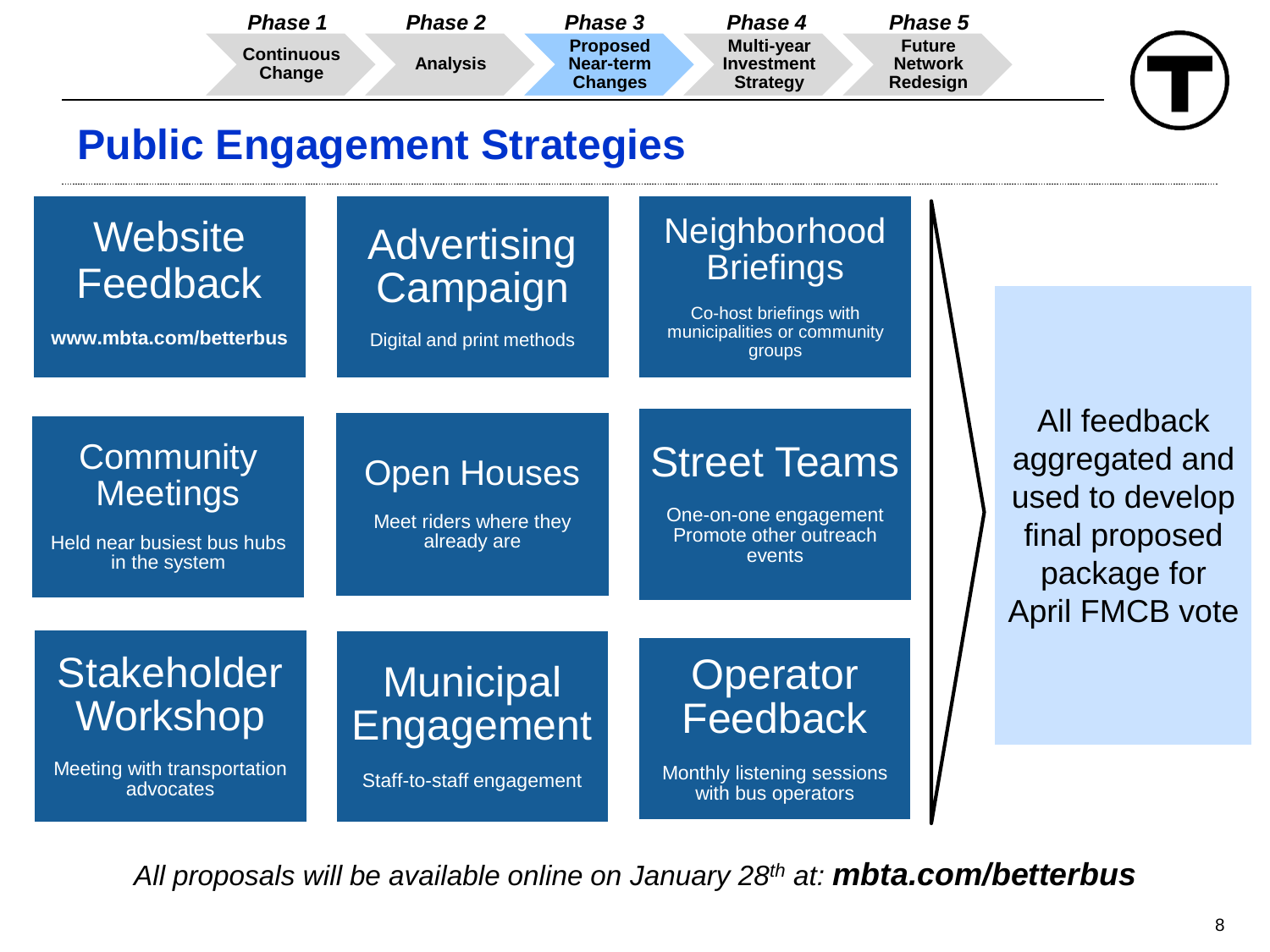Phase 1 Continuous Change | Phase 2 Analysis | **Phase 3 Proposed Near-term Changes** | Phase 4 Multi-year Investment Strategy | Phase 5 Future Network Redesign

# Public Engagement Strategies

### Website Feedback
**www.mbta.com/betterbus**

### Advertising Campaign
Digital and print methods

### Neighborhood Briefings
Co-host briefings with municipalities or community groups

### Community Meetings
Held near busiest bus hubs in the system

### Open Houses
Meet riders where they already are

### Street Teams
One-on-one engagement
Promote other outreach events

### Stakeholder Workshop
Meeting with transportation advocates

### Municipal Engagement
Staff-to-staff engagement

### Operator Feedback
Monthly listening sessions with bus operators

All feedback aggregated and used to develop final proposed package for April FMCB vote

*All proposals will be available online on January 28th at:* ***mbta.com/betterbus***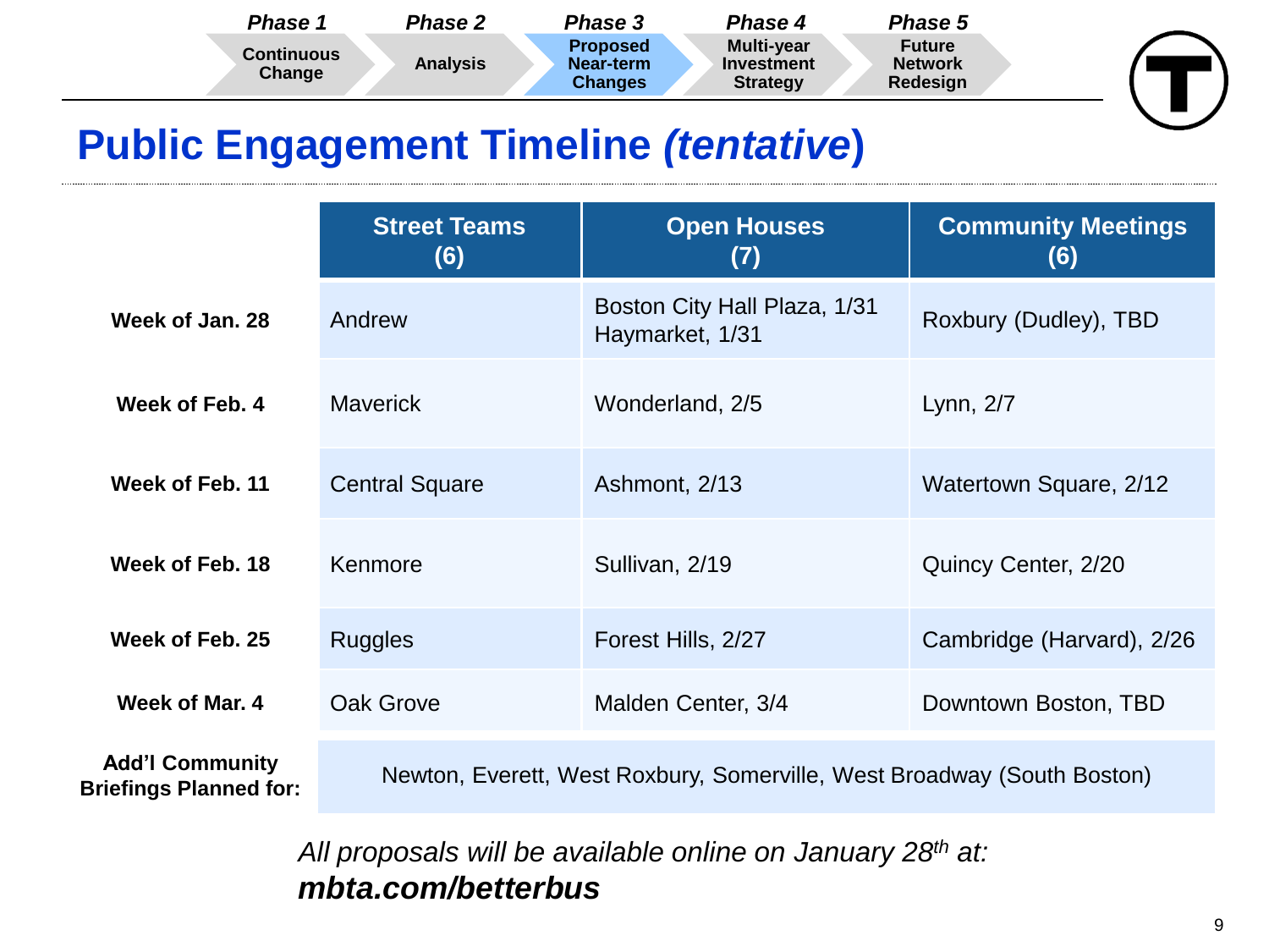Phase 1 — Continuous Change | Phase 2 — Analysis | **Phase 3 — Proposed Near-term Changes** | Phase 4 — Multi-year Investment Strategy | Phase 5 — Future Network Redesign

# Public Engagement Timeline *(tentative)*

| | Street Teams (6) | Open Houses (7) | Community Meetings (6) |
|---|---|---|---|
| **Week of Jan. 28** | Andrew | Boston City Hall Plaza, 1/31<br>Haymarket, 1/31 | Roxbury (Dudley), TBD |
| **Week of Feb. 4** | Maverick | Wonderland, 2/5 | Lynn, 2/7 |
| **Week of Feb. 11** | Central Square | Ashmont, 2/13 | Watertown Square, 2/12 |
| **Week of Feb. 18** | Kenmore | Sullivan, 2/19 | Quincy Center, 2/20 |
| **Week of Feb. 25** | Ruggles | Forest Hills, 2/27 | Cambridge (Harvard), 2/26 |
| **Week of Mar. 4** | Oak Grove | Malden Center, 3/4 | Downtown Boston, TBD |
| **Add'l Community Briefings Planned for:** | Newton, Everett, West Roxbury, Somerville, West Broadway (South Boston) | | |

*All proposals will be available online on January 28th at:*
***mbta.com/betterbus***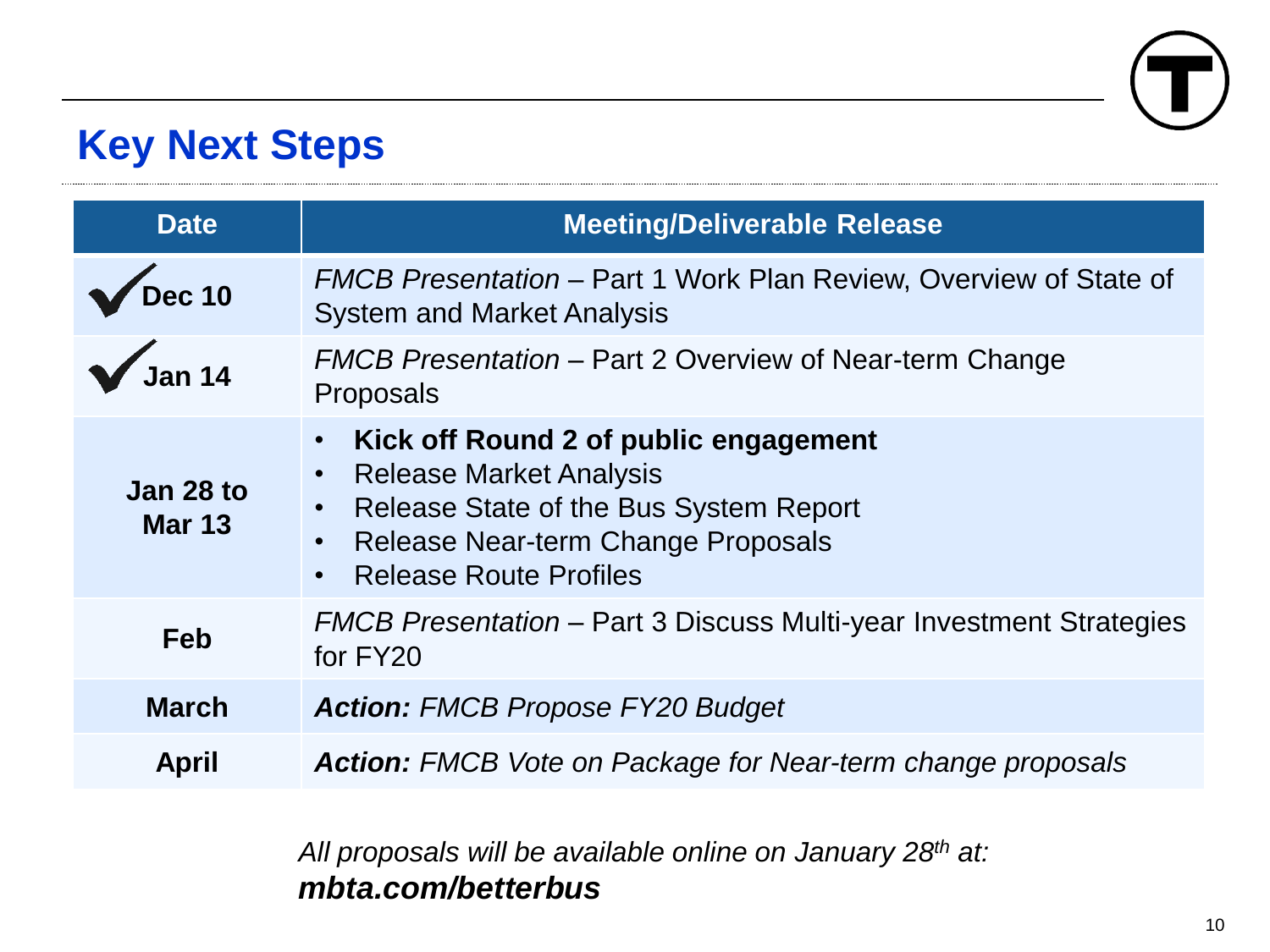## Key Next Steps

| Date | Meeting/Deliverable Release |
|---|---|
| ✓ Dec 10 | *FMCB Presentation* – Part 1 Work Plan Review, Overview of State of System and Market Analysis |
| ✓ Jan 14 | *FMCB Presentation* – Part 2 Overview of Near-term Change Proposals |
| Jan 28 to Mar 13 | • **Kick off Round 2 of public engagement**<br>• Release Market Analysis<br>• Release State of the Bus System Report<br>• Release Near-term Change Proposals<br>• Release Route Profiles |
| Feb | *FMCB Presentation* – Part 3 Discuss Multi-year Investment Strategies for FY20 |
| March | ***Action:*** *FMCB Propose FY20 Budget* |
| April | ***Action:*** *FMCB Vote on Package for Near-term change proposals* |

*All proposals will be available online on January 28th at:*
***mbta.com/betterbus***